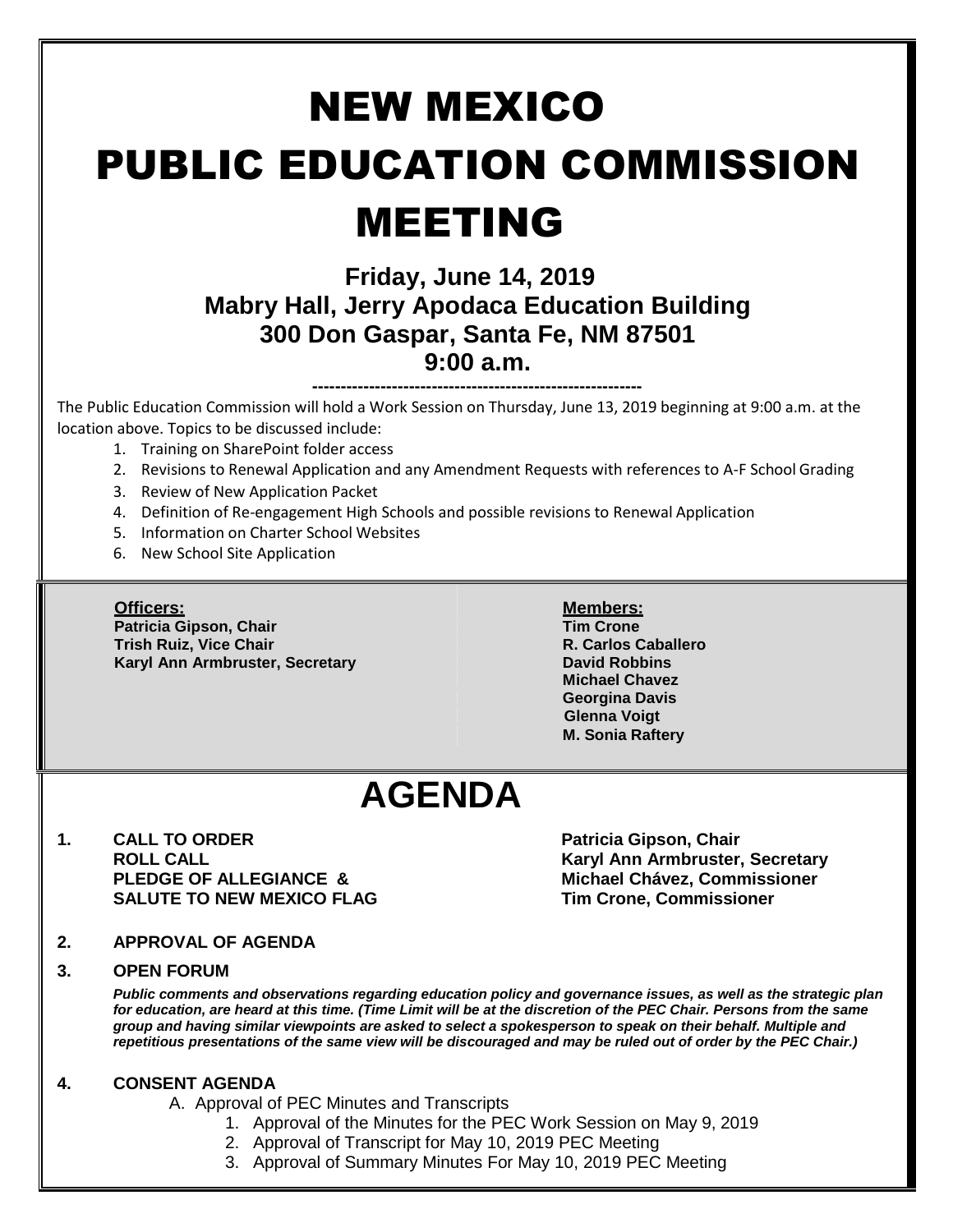# NEW MEXICO PUBLIC EDUCATION COMMISSION MEETING

**Friday, June 14, 2019**
**Mabry Hall, Jerry Apodaca Education Building**
**300 Don Gaspar, Santa Fe, NM 87501**
**9:00 a.m.**

---

The Public Education Commission will hold a Work Session on Thursday, June 13, 2019 beginning at 9:00 a.m. at the location above. Topics to be discussed include:

1. Training on SharePoint folder access
2. Revisions to Renewal Application and any Amendment Requests with references to A-F School Grading
3. Review of New Application Packet
4. Definition of Re-engagement High Schools and possible revisions to Renewal Application
5. Information on Charter School Websites
6. New School Site Application

**Officers:**
**Patricia Gipson, Chair**
**Trish Ruiz, Vice Chair**
**Karyl Ann Armbruster, Secretary**

**Members:**
**Tim Crone**
**R. Carlos Caballero**
**David Robbins**
**Michael Chavez**
**Georgina Davis**
**Glenna Voigt**
**M. Sonia Raftery**

# AGENDA

**1. CALL TO ORDER** — **Patricia Gipson, Chair**
**ROLL CALL** — **Karyl Ann Armbruster, Secretary**
**PLEDGE OF ALLEGIANCE & SALUTE TO NEW MEXICO FLAG** — **Michael Chávez, Commissioner; Tim Crone, Commissioner**

**2. APPROVAL OF AGENDA**

**3. OPEN FORUM**

***Public comments and observations regarding education policy and governance issues, as well as the strategic plan for education, are heard at this time. (Time Limit will be at the discretion of the PEC Chair. Persons from the same group and having similar viewpoints are asked to select a spokesperson to speak on their behalf. Multiple and repetitious presentations of the same view will be discouraged and may be ruled out of order by the PEC Chair.)***

**4. CONSENT AGENDA**

A. Approval of PEC Minutes and Transcripts
   1. Approval of the Minutes for the PEC Work Session on May 9, 2019
   2. Approval of Transcript for May 10, 2019 PEC Meeting
   3. Approval of Summary Minutes For May 10, 2019 PEC Meeting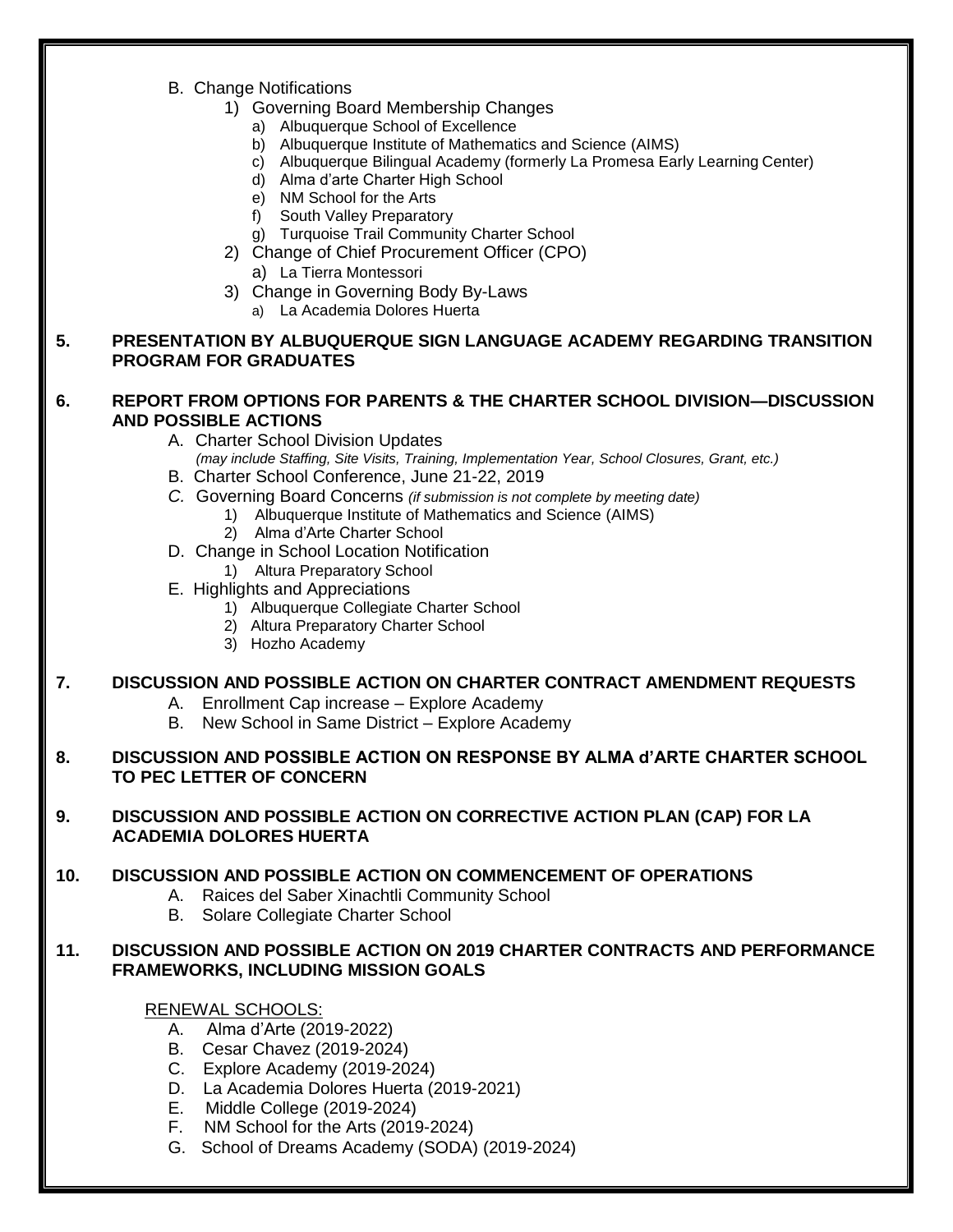B. Change Notifications
   1) Governing Board Membership Changes
      a) Albuquerque School of Excellence
      b) Albuquerque Institute of Mathematics and Science (AIMS)
      c) Albuquerque Bilingual Academy (formerly La Promesa Early Learning Center)
      d) Alma d'arte Charter High School
      e) NM School for the Arts
      f) South Valley Preparatory
      g) Turquoise Trail Community Charter School
   2) Change of Chief Procurement Officer (CPO)
      a) La Tierra Montessori
   3) Change in Governing Body By-Laws
      a) La Academia Dolores Huerta

**5. PRESENTATION BY ALBUQUERQUE SIGN LANGUAGE ACADEMY REGARDING TRANSITION PROGRAM FOR GRADUATES**

**6. REPORT FROM OPTIONS FOR PARENTS & THE CHARTER SCHOOL DIVISION—DISCUSSION AND POSSIBLE ACTIONS**

A. Charter School Division Updates
   *(may include Staffing, Site Visits, Training, Implementation Year, School Closures, Grant, etc.)*

B. Charter School Conference, June 21-22, 2019

*C.* Governing Board Concerns *(if submission is not complete by meeting date)*
   1) Albuquerque Institute of Mathematics and Science (AIMS)
   2) Alma d'Arte Charter School

D. Change in School Location Notification
   1) Altura Preparatory School

E. Highlights and Appreciations
   1) Albuquerque Collegiate Charter School
   2) Altura Preparatory Charter School
   3) Hozho Academy

**7. DISCUSSION AND POSSIBLE ACTION ON CHARTER CONTRACT AMENDMENT REQUESTS**

A. Enrollment Cap increase – Explore Academy
B. New School in Same District – Explore Academy

**8. DISCUSSION AND POSSIBLE ACTION ON RESPONSE BY ALMA d'ARTE CHARTER SCHOOL TO PEC LETTER OF CONCERN**

**9. DISCUSSION AND POSSIBLE ACTION ON CORRECTIVE ACTION PLAN (CAP) FOR LA ACADEMIA DOLORES HUERTA**

**10. DISCUSSION AND POSSIBLE ACTION ON COMMENCEMENT OF OPERATIONS**

A. Raices del Saber Xinachtli Community School
B. Solare Collegiate Charter School

**11. DISCUSSION AND POSSIBLE ACTION ON 2019 CHARTER CONTRACTS AND PERFORMANCE FRAMEWORKS, INCLUDING MISSION GOALS**

RENEWAL SCHOOLS:

A. Alma d'Arte (2019-2022)
B. Cesar Chavez (2019-2024)
C. Explore Academy (2019-2024)
D. La Academia Dolores Huerta (2019-2021)
E. Middle College (2019-2024)
F. NM School for the Arts (2019-2024)
G. School of Dreams Academy (SODA) (2019-2024)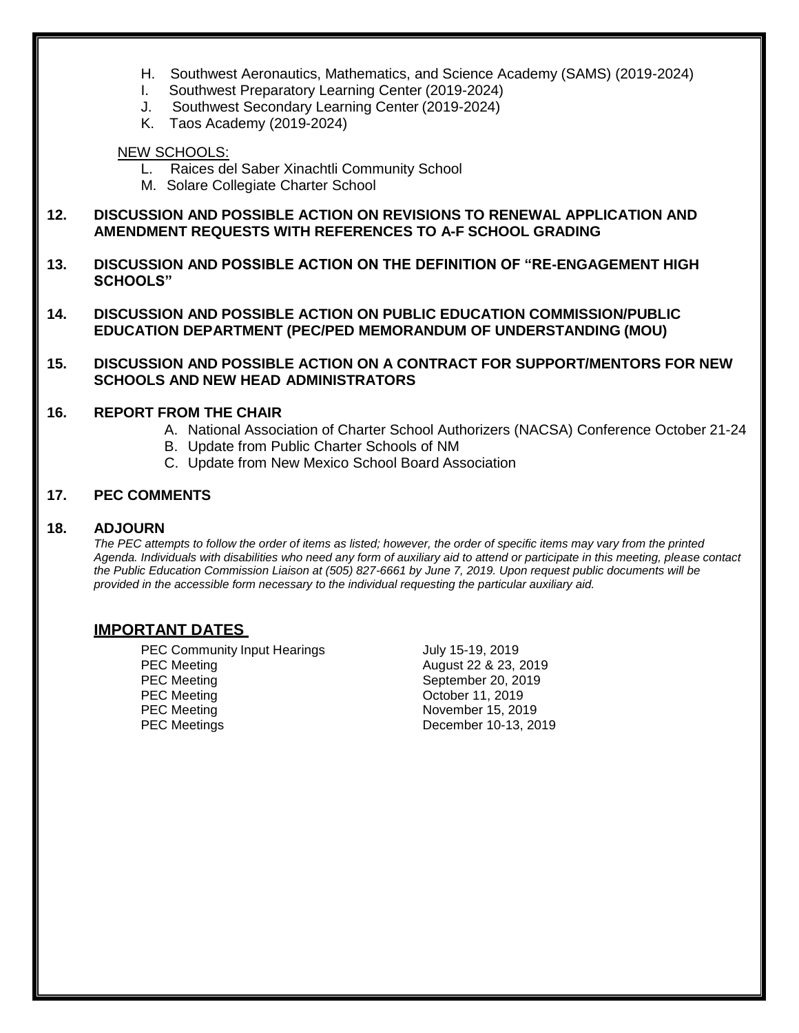H. Southwest Aeronautics, Mathematics, and Science Academy (SAMS) (2019-2024)
I. Southwest Preparatory Learning Center (2019-2024)
J. Southwest Secondary Learning Center (2019-2024)
K. Taos Academy (2019-2024)

NEW SCHOOLS:

L. Raices del Saber Xinachtli Community School
M. Solare Collegiate Charter School

**12. DISCUSSION AND POSSIBLE ACTION ON REVISIONS TO RENEWAL APPLICATION AND AMENDMENT REQUESTS WITH REFERENCES TO A-F SCHOOL GRADING**

**13. DISCUSSION AND POSSIBLE ACTION ON THE DEFINITION OF "RE-ENGAGEMENT HIGH SCHOOLS"**

**14. DISCUSSION AND POSSIBLE ACTION ON PUBLIC EDUCATION COMMISSION/PUBLIC EDUCATION DEPARTMENT (PEC/PED MEMORANDUM OF UNDERSTANDING (MOU)**

**15. DISCUSSION AND POSSIBLE ACTION ON A CONTRACT FOR SUPPORT/MENTORS FOR NEW SCHOOLS AND NEW HEAD ADMINISTRATORS**

**16. REPORT FROM THE CHAIR**

A. National Association of Charter School Authorizers (NACSA) Conference October 21-24
B. Update from Public Charter Schools of NM
C. Update from New Mexico School Board Association

**17. PEC COMMENTS**

**18. ADJOURN**

*The PEC attempts to follow the order of items as listed; however, the order of specific items may vary from the printed Agenda. Individuals with disabilities who need any form of auxiliary aid to attend or participate in this meeting, please contact the Public Education Commission Liaison at (505) 827-6661 by June 7, 2019. Upon request public documents will be provided in the accessible form necessary to the individual requesting the particular auxiliary aid.*

## IMPORTANT DATES

| | |
|---|---|
| PEC Community Input Hearings | July 15-19, 2019 |
| PEC Meeting | August 22 & 23, 2019 |
| PEC Meeting | September 20, 2019 |
| PEC Meeting | October 11, 2019 |
| PEC Meeting | November 15, 2019 |
| PEC Meetings | December 10-13, 2019 |